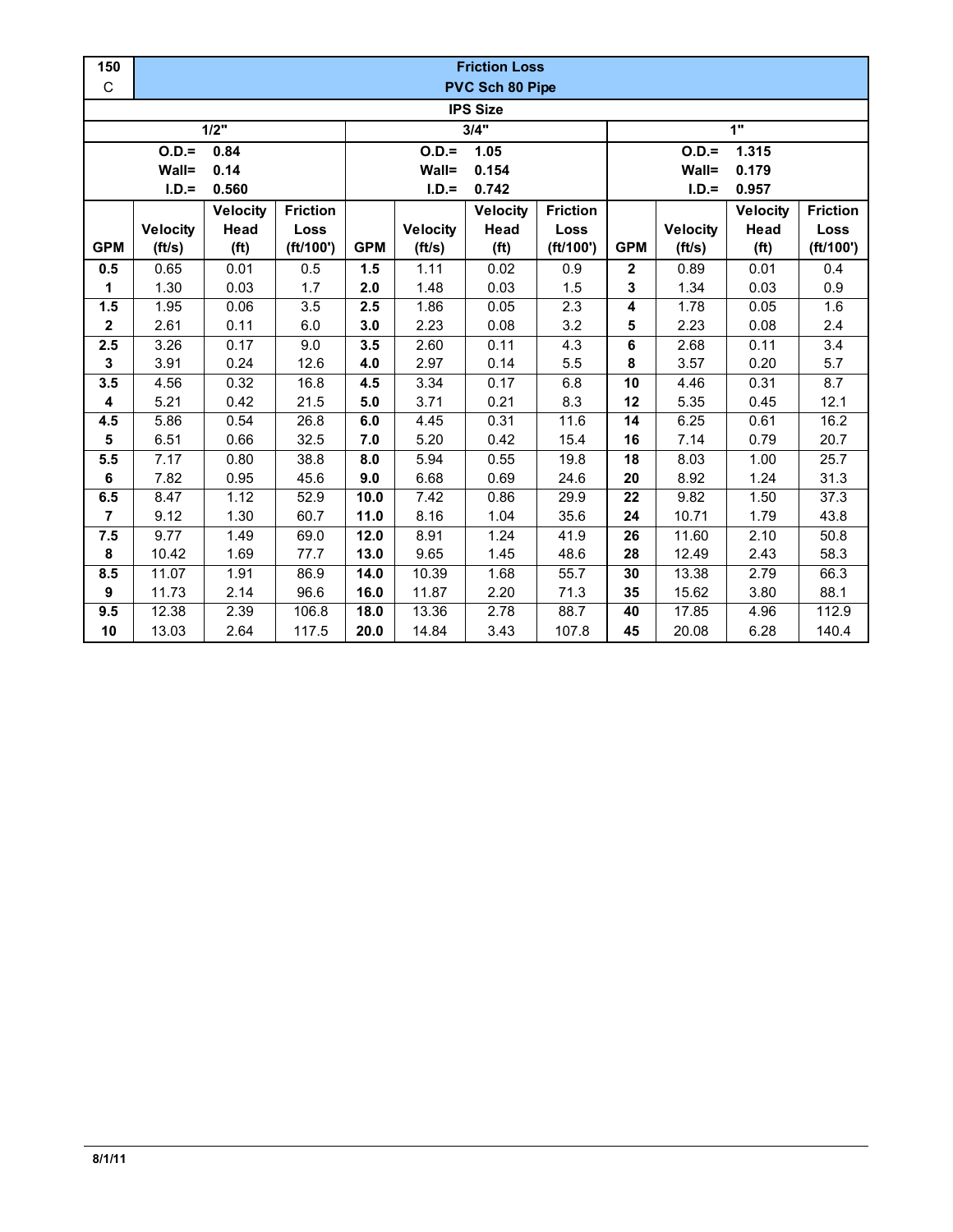| 150 C | Friction Loss PVC Sch 80 Pipe | | | | | | | | | | |
|---|---|---|---|---|---|---|---|---|---|---|---|
| IPS Size | | | | | | | | | | | |
| 1/2" | | | | 3/4" | | | | 1" | | | |
| O.D.= 0.84 Wall= 0.14 I.D.= 0.560 | | | | O.D.= 1.05 Wall= 0.154 I.D.= 0.742 | | | | O.D.= 1.315 Wall= 0.179 I.D.= 0.957 | | | |
| GPM | Velocity (ft/s) | Velocity Head (ft) | Friction Loss (ft/100') | GPM | Velocity (ft/s) | Velocity Head (ft) | Friction Loss (ft/100') | GPM | Velocity (ft/s) | Velocity Head (ft) | Friction Loss (ft/100') |
| 0.5 | 0.65 | 0.01 | 0.5 | 1.5 | 1.11 | 0.02 | 0.9 | 2 | 0.89 | 0.01 | 0.4 |
| 1 | 1.30 | 0.03 | 1.7 | 2.0 | 1.48 | 0.03 | 1.5 | 3 | 1.34 | 0.03 | 0.9 |
| 1.5 | 1.95 | 0.06 | 3.5 | 2.5 | 1.86 | 0.05 | 2.3 | 4 | 1.78 | 0.05 | 1.6 |
| 2 | 2.61 | 0.11 | 6.0 | 3.0 | 2.23 | 0.08 | 3.2 | 5 | 2.23 | 0.08 | 2.4 |
| 2.5 | 3.26 | 0.17 | 9.0 | 3.5 | 2.60 | 0.11 | 4.3 | 6 | 2.68 | 0.11 | 3.4 |
| 3 | 3.91 | 0.24 | 12.6 | 4.0 | 2.97 | 0.14 | 5.5 | 8 | 3.57 | 0.20 | 5.7 |
| 3.5 | 4.56 | 0.32 | 16.8 | 4.5 | 3.34 | 0.17 | 6.8 | 10 | 4.46 | 0.31 | 8.7 |
| 4 | 5.21 | 0.42 | 21.5 | 5.0 | 3.71 | 0.21 | 8.3 | 12 | 5.35 | 0.45 | 12.1 |
| 4.5 | 5.86 | 0.54 | 26.8 | 6.0 | 4.45 | 0.31 | 11.6 | 14 | 6.25 | 0.61 | 16.2 |
| 5 | 6.51 | 0.66 | 32.5 | 7.0 | 5.20 | 0.42 | 15.4 | 16 | 7.14 | 0.79 | 20.7 |
| 5.5 | 7.17 | 0.80 | 38.8 | 8.0 | 5.94 | 0.55 | 19.8 | 18 | 8.03 | 1.00 | 25.7 |
| 6 | 7.82 | 0.95 | 45.6 | 9.0 | 6.68 | 0.69 | 24.6 | 20 | 8.92 | 1.24 | 31.3 |
| 6.5 | 8.47 | 1.12 | 52.9 | 10.0 | 7.42 | 0.86 | 29.9 | 22 | 9.82 | 1.50 | 37.3 |
| 7 | 9.12 | 1.30 | 60.7 | 11.0 | 8.16 | 1.04 | 35.6 | 24 | 10.71 | 1.79 | 43.8 |
| 7.5 | 9.77 | 1.49 | 69.0 | 12.0 | 8.91 | 1.24 | 41.9 | 26 | 11.60 | 2.10 | 50.8 |
| 8 | 10.42 | 1.69 | 77.7 | 13.0 | 9.65 | 1.45 | 48.6 | 28 | 12.49 | 2.43 | 58.3 |
| 8.5 | 11.07 | 1.91 | 86.9 | 14.0 | 10.39 | 1.68 | 55.7 | 30 | 13.38 | 2.79 | 66.3 |
| 9 | 11.73 | 2.14 | 96.6 | 16.0 | 11.87 | 2.20 | 71.3 | 35 | 15.62 | 3.80 | 88.1 |
| 9.5 | 12.38 | 2.39 | 106.8 | 18.0 | 13.36 | 2.78 | 88.7 | 40 | 17.85 | 4.96 | 112.9 |
| 10 | 13.03 | 2.64 | 117.5 | 20.0 | 14.84 | 3.43 | 107.8 | 45 | 20.08 | 6.28 | 140.4 |

8/1/11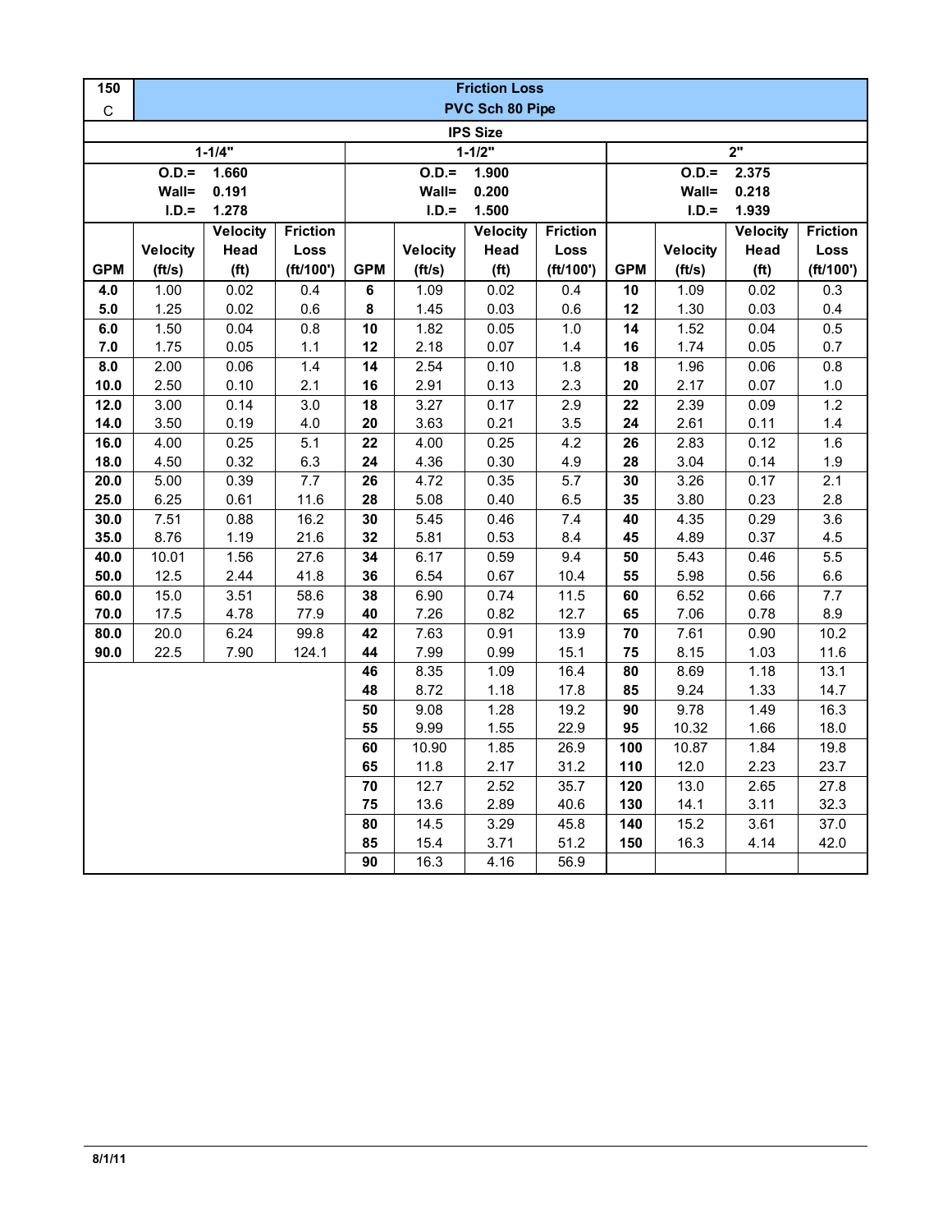| 150 C | Friction Loss PVC Sch 80 Pipe | | | | | | | | | | |
|---|---|---|---|---|---|---|---|---|---|---|---|
| IPS Size | | | | | | | | | | | |
| 1-1/4" | | | | 1-1/2" | | | | 2" | | | |
| O.D.= 1.660 Wall= 0.191 I.D.= 1.278 | | | | O.D.= 1.900 Wall= 0.200 I.D.= 1.500 | | | | O.D.= 2.375 Wall= 0.218 I.D.= 1.939 | | | |
| **GPM** | **Velocity (ft/s)** | **Velocity Head (ft)** | **Friction Loss (ft/100')** | **GPM** | **Velocity (ft/s)** | **Velocity Head (ft)** | **Friction Loss (ft/100')** | **GPM** | **Velocity (ft/s)** | **Velocity Head (ft)** | **Friction Loss (ft/100')** |
| **4.0** | 1.00 | 0.02 | 0.4 | **6** | 1.09 | 0.02 | 0.4 | **10** | 1.09 | 0.02 | 0.3 |
| **5.0** | 1.25 | 0.02 | 0.6 | **8** | 1.45 | 0.03 | 0.6 | **12** | 1.30 | 0.03 | 0.4 |
| **6.0** | 1.50 | 0.04 | 0.8 | **10** | 1.82 | 0.05 | 1.0 | **14** | 1.52 | 0.04 | 0.5 |
| **7.0** | 1.75 | 0.05 | 1.1 | **12** | 2.18 | 0.07 | 1.4 | **16** | 1.74 | 0.05 | 0.7 |
| **8.0** | 2.00 | 0.06 | 1.4 | **14** | 2.54 | 0.10 | 1.8 | **18** | 1.96 | 0.06 | 0.8 |
| **10.0** | 2.50 | 0.10 | 2.1 | **16** | 2.91 | 0.13 | 2.3 | **20** | 2.17 | 0.07 | 1.0 |
| **12.0** | 3.00 | 0.14 | 3.0 | **18** | 3.27 | 0.17 | 2.9 | **22** | 2.39 | 0.09 | 1.2 |
| **14.0** | 3.50 | 0.19 | 4.0 | **20** | 3.63 | 0.21 | 3.5 | **24** | 2.61 | 0.11 | 1.4 |
| **16.0** | 4.00 | 0.25 | 5.1 | **22** | 4.00 | 0.25 | 4.2 | **26** | 2.83 | 0.12 | 1.6 |
| **18.0** | 4.50 | 0.32 | 6.3 | **24** | 4.36 | 0.30 | 4.9 | **28** | 3.04 | 0.14 | 1.9 |
| **20.0** | 5.00 | 0.39 | 7.7 | **26** | 4.72 | 0.35 | 5.7 | **30** | 3.26 | 0.17 | 2.1 |
| **25.0** | 6.25 | 0.61 | 11.6 | **28** | 5.08 | 0.40 | 6.5 | **35** | 3.80 | 0.23 | 2.8 |
| **30.0** | 7.51 | 0.88 | 16.2 | **30** | 5.45 | 0.46 | 7.4 | **40** | 4.35 | 0.29 | 3.6 |
| **35.0** | 8.76 | 1.19 | 21.6 | **32** | 5.81 | 0.53 | 8.4 | **45** | 4.89 | 0.37 | 4.5 |
| **40.0** | 10.01 | 1.56 | 27.6 | **34** | 6.17 | 0.59 | 9.4 | **50** | 5.43 | 0.46 | 5.5 |
| **50.0** | 12.5 | 2.44 | 41.8 | **36** | 6.54 | 0.67 | 10.4 | **55** | 5.98 | 0.56 | 6.6 |
| **60.0** | 15.0 | 3.51 | 58.6 | **38** | 6.90 | 0.74 | 11.5 | **60** | 6.52 | 0.66 | 7.7 |
| **70.0** | 17.5 | 4.78 | 77.9 | **40** | 7.26 | 0.82 | 12.7 | **65** | 7.06 | 0.78 | 8.9 |
| **80.0** | 20.0 | 6.24 | 99.8 | **42** | 7.63 | 0.91 | 13.9 | **70** | 7.61 | 0.90 | 10.2 |
| **90.0** | 22.5 | 7.90 | 124.1 | **44** | 7.99 | 0.99 | 15.1 | **75** | 8.15 | 1.03 | 11.6 |
| | | | | **46** | 8.35 | 1.09 | 16.4 | **80** | 8.69 | 1.18 | 13.1 |
| | | | | **48** | 8.72 | 1.18 | 17.8 | **85** | 9.24 | 1.33 | 14.7 |
| | | | | **50** | 9.08 | 1.28 | 19.2 | **90** | 9.78 | 1.49 | 16.3 |
| | | | | **55** | 9.99 | 1.55 | 22.9 | **95** | 10.32 | 1.66 | 18.0 |
| | | | | **60** | 10.90 | 1.85 | 26.9 | **100** | 10.87 | 1.84 | 19.8 |
| | | | | **65** | 11.8 | 2.17 | 31.2 | **110** | 12.0 | 2.23 | 23.7 |
| | | | | **70** | 12.7 | 2.52 | 35.7 | **120** | 13.0 | 2.65 | 27.8 |
| | | | | **75** | 13.6 | 2.89 | 40.6 | **130** | 14.1 | 3.11 | 32.3 |
| | | | | **80** | 14.5 | 3.29 | 45.8 | **140** | 15.2 | 3.61 | 37.0 |
| | | | | **85** | 15.4 | 3.71 | 51.2 | **150** | 16.3 | 4.14 | 42.0 |
| | | | | **90** | 16.3 | 4.16 | 56.9 | | | | |

8/1/11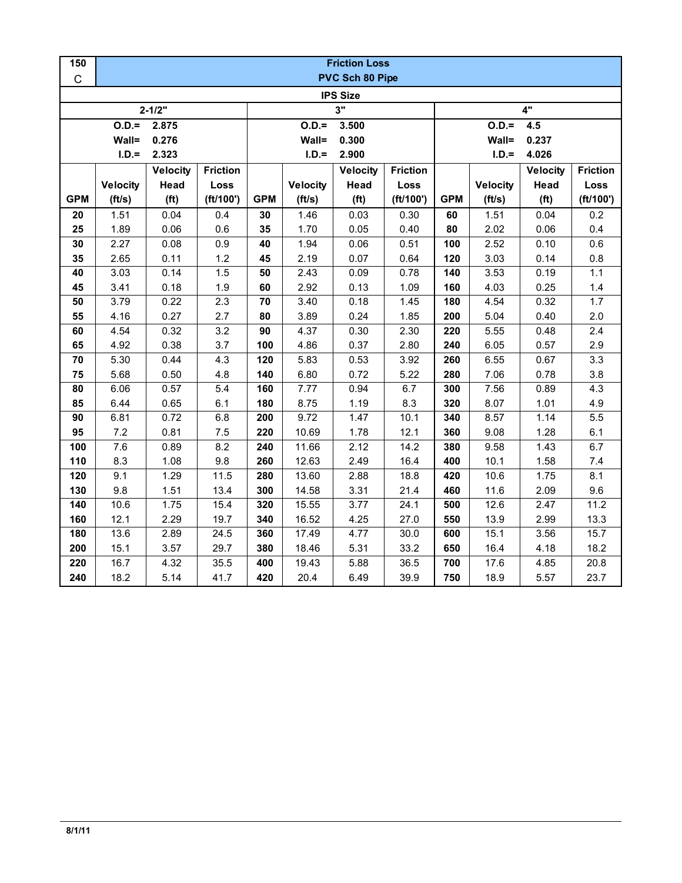| 150 C | Friction Loss PVC Sch 80 Pipe | | | | | | | | | | |
|---|---|---|---|---|---|---|---|---|---|---|---|
| IPS Size | | | | | | | | | | | |
| 2-1/2" | | | | 3" | | | | 4" | | | |
| O.D.= 2.875 | | | | O.D.= 3.500 | | | | O.D.= 4.5 | | | |
| Wall= 0.276 | | | | Wall= 0.300 | | | | Wall= 0.237 | | | |
| I.D.= 2.323 | | | | I.D.= 2.900 | | | | I.D.= 4.026 | | | |
| GPM | Velocity (ft/s) | Velocity Head (ft) | Friction Loss (ft/100') | GPM | Velocity (ft/s) | Velocity Head (ft) | Friction Loss (ft/100') | GPM | Velocity (ft/s) | Velocity Head (ft) | Friction Loss (ft/100') |
| 20 | 1.51 | 0.04 | 0.4 | 30 | 1.46 | 0.03 | 0.30 | 60 | 1.51 | 0.04 | 0.2 |
| 25 | 1.89 | 0.06 | 0.6 | 35 | 1.70 | 0.05 | 0.40 | 80 | 2.02 | 0.06 | 0.4 |
| 30 | 2.27 | 0.08 | 0.9 | 40 | 1.94 | 0.06 | 0.51 | 100 | 2.52 | 0.10 | 0.6 |
| 35 | 2.65 | 0.11 | 1.2 | 45 | 2.19 | 0.07 | 0.64 | 120 | 3.03 | 0.14 | 0.8 |
| 40 | 3.03 | 0.14 | 1.5 | 50 | 2.43 | 0.09 | 0.78 | 140 | 3.53 | 0.19 | 1.1 |
| 45 | 3.41 | 0.18 | 1.9 | 60 | 2.92 | 0.13 | 1.09 | 160 | 4.03 | 0.25 | 1.4 |
| 50 | 3.79 | 0.22 | 2.3 | 70 | 3.40 | 0.18 | 1.45 | 180 | 4.54 | 0.32 | 1.7 |
| 55 | 4.16 | 0.27 | 2.7 | 80 | 3.89 | 0.24 | 1.85 | 200 | 5.04 | 0.40 | 2.0 |
| 60 | 4.54 | 0.32 | 3.2 | 90 | 4.37 | 0.30 | 2.30 | 220 | 5.55 | 0.48 | 2.4 |
| 65 | 4.92 | 0.38 | 3.7 | 100 | 4.86 | 0.37 | 2.80 | 240 | 6.05 | 0.57 | 2.9 |
| 70 | 5.30 | 0.44 | 4.3 | 120 | 5.83 | 0.53 | 3.92 | 260 | 6.55 | 0.67 | 3.3 |
| 75 | 5.68 | 0.50 | 4.8 | 140 | 6.80 | 0.72 | 5.22 | 280 | 7.06 | 0.78 | 3.8 |
| 80 | 6.06 | 0.57 | 5.4 | 160 | 7.77 | 0.94 | 6.7 | 300 | 7.56 | 0.89 | 4.3 |
| 85 | 6.44 | 0.65 | 6.1 | 180 | 8.75 | 1.19 | 8.3 | 320 | 8.07 | 1.01 | 4.9 |
| 90 | 6.81 | 0.72 | 6.8 | 200 | 9.72 | 1.47 | 10.1 | 340 | 8.57 | 1.14 | 5.5 |
| 95 | 7.2 | 0.81 | 7.5 | 220 | 10.69 | 1.78 | 12.1 | 360 | 9.08 | 1.28 | 6.1 |
| 100 | 7.6 | 0.89 | 8.2 | 240 | 11.66 | 2.12 | 14.2 | 380 | 9.58 | 1.43 | 6.7 |
| 110 | 8.3 | 1.08 | 9.8 | 260 | 12.63 | 2.49 | 16.4 | 400 | 10.1 | 1.58 | 7.4 |
| 120 | 9.1 | 1.29 | 11.5 | 280 | 13.60 | 2.88 | 18.8 | 420 | 10.6 | 1.75 | 8.1 |
| 130 | 9.8 | 1.51 | 13.4 | 300 | 14.58 | 3.31 | 21.4 | 460 | 11.6 | 2.09 | 9.6 |
| 140 | 10.6 | 1.75 | 15.4 | 320 | 15.55 | 3.77 | 24.1 | 500 | 12.6 | 2.47 | 11.2 |
| 160 | 12.1 | 2.29 | 19.7 | 340 | 16.52 | 4.25 | 27.0 | 550 | 13.9 | 2.99 | 13.3 |
| 180 | 13.6 | 2.89 | 24.5 | 360 | 17.49 | 4.77 | 30.0 | 600 | 15.1 | 3.56 | 15.7 |
| 200 | 15.1 | 3.57 | 29.7 | 380 | 18.46 | 5.31 | 33.2 | 650 | 16.4 | 4.18 | 18.2 |
| 220 | 16.7 | 4.32 | 35.5 | 400 | 19.43 | 5.88 | 36.5 | 700 | 17.6 | 4.85 | 20.8 |
| 240 | 18.2 | 5.14 | 41.7 | 420 | 20.4 | 6.49 | 39.9 | 750 | 18.9 | 5.57 | 23.7 |

8/1/11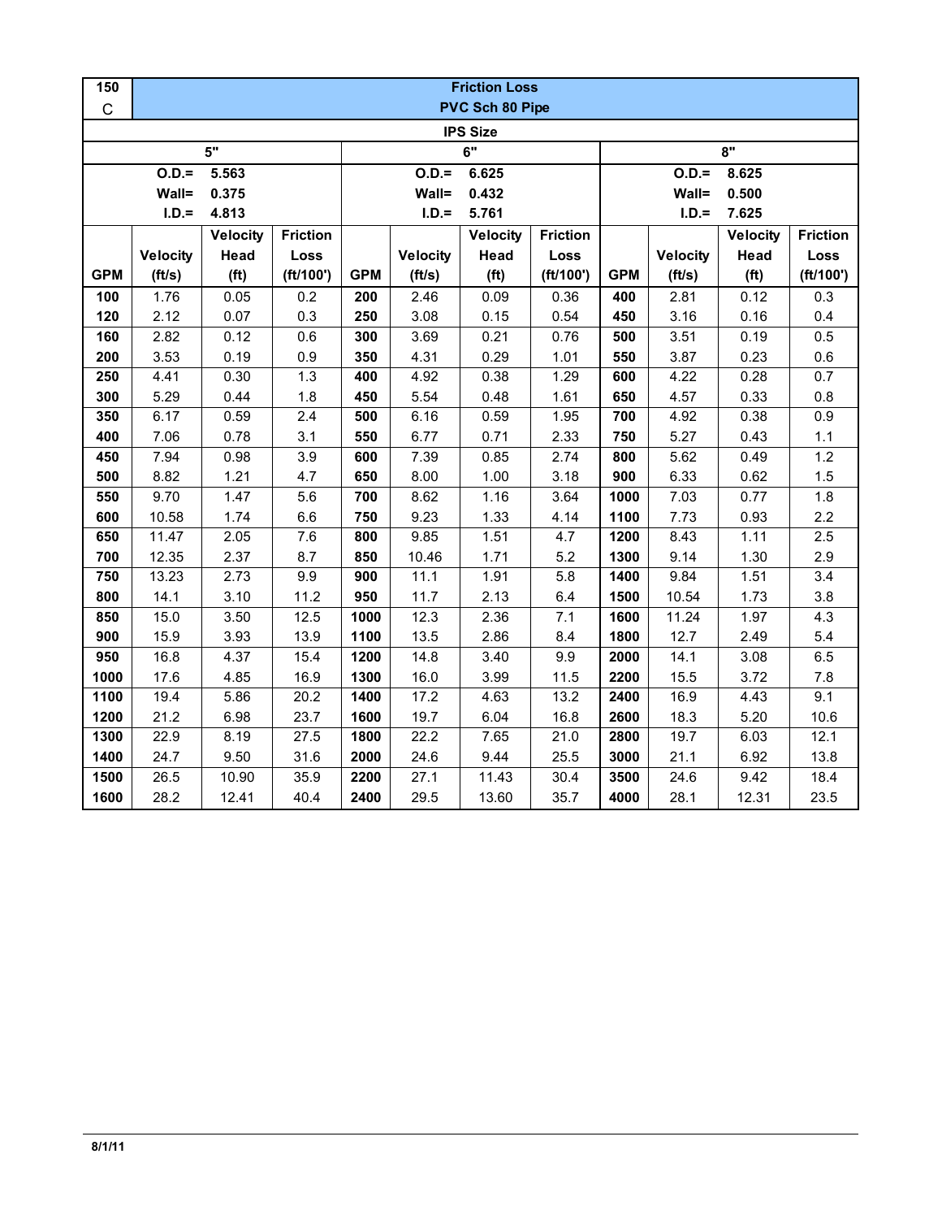| 150 C | Friction Loss PVC Sch 80 Pipe | | | | | | | | | | |
|---|---|---|---|---|---|---|---|---|---|---|---|
| IPS Size | | | | | | | | | | | |
| 5" | | | | 6" | | | | 8" | | | |
| O.D.= 5.563 | | | | O.D.= 6.625 | | | | O.D.= 8.625 | | | |
| Wall= 0.375 | | | | Wall= 0.432 | | | | Wall= 0.500 | | | |
| I.D.= 4.813 | | | | I.D.= 5.761 | | | | I.D.= 7.625 | | | |
| GPM | Velocity (ft/s) | Velocity Head (ft) | Friction Loss (ft/100') | GPM | Velocity (ft/s) | Velocity Head (ft) | Friction Loss (ft/100') | GPM | Velocity (ft/s) | Velocity Head (ft) | Friction Loss (ft/100') |
| **100** | 1.76 | 0.05 | 0.2 | **200** | 2.46 | 0.09 | 0.36 | **400** | 2.81 | 0.12 | 0.3 |
| **120** | 2.12 | 0.07 | 0.3 | **250** | 3.08 | 0.15 | 0.54 | **450** | 3.16 | 0.16 | 0.4 |
| **160** | 2.82 | 0.12 | 0.6 | **300** | 3.69 | 0.21 | 0.76 | **500** | 3.51 | 0.19 | 0.5 |
| **200** | 3.53 | 0.19 | 0.9 | **350** | 4.31 | 0.29 | 1.01 | **550** | 3.87 | 0.23 | 0.6 |
| **250** | 4.41 | 0.30 | 1.3 | **400** | 4.92 | 0.38 | 1.29 | **600** | 4.22 | 0.28 | 0.7 |
| **300** | 5.29 | 0.44 | 1.8 | **450** | 5.54 | 0.48 | 1.61 | **650** | 4.57 | 0.33 | 0.8 |
| **350** | 6.17 | 0.59 | 2.4 | **500** | 6.16 | 0.59 | 1.95 | **700** | 4.92 | 0.38 | 0.9 |
| **400** | 7.06 | 0.78 | 3.1 | **550** | 6.77 | 0.71 | 2.33 | **750** | 5.27 | 0.43 | 1.1 |
| **450** | 7.94 | 0.98 | 3.9 | **600** | 7.39 | 0.85 | 2.74 | **800** | 5.62 | 0.49 | 1.2 |
| **500** | 8.82 | 1.21 | 4.7 | **650** | 8.00 | 1.00 | 3.18 | **900** | 6.33 | 0.62 | 1.5 |
| **550** | 9.70 | 1.47 | 5.6 | **700** | 8.62 | 1.16 | 3.64 | **1000** | 7.03 | 0.77 | 1.8 |
| **600** | 10.58 | 1.74 | 6.6 | **750** | 9.23 | 1.33 | 4.14 | **1100** | 7.73 | 0.93 | 2.2 |
| **650** | 11.47 | 2.05 | 7.6 | **800** | 9.85 | 1.51 | 4.7 | **1200** | 8.43 | 1.11 | 2.5 |
| **700** | 12.35 | 2.37 | 8.7 | **850** | 10.46 | 1.71 | 5.2 | **1300** | 9.14 | 1.30 | 2.9 |
| **750** | 13.23 | 2.73 | 9.9 | **900** | 11.1 | 1.91 | 5.8 | **1400** | 9.84 | 1.51 | 3.4 |
| **800** | 14.1 | 3.10 | 11.2 | **950** | 11.7 | 2.13 | 6.4 | **1500** | 10.54 | 1.73 | 3.8 |
| **850** | 15.0 | 3.50 | 12.5 | **1000** | 12.3 | 2.36 | 7.1 | **1600** | 11.24 | 1.97 | 4.3 |
| **900** | 15.9 | 3.93 | 13.9 | **1100** | 13.5 | 2.86 | 8.4 | **1800** | 12.7 | 2.49 | 5.4 |
| **950** | 16.8 | 4.37 | 15.4 | **1200** | 14.8 | 3.40 | 9.9 | **2000** | 14.1 | 3.08 | 6.5 |
| **1000** | 17.6 | 4.85 | 16.9 | **1300** | 16.0 | 3.99 | 11.5 | **2200** | 15.5 | 3.72 | 7.8 |
| **1100** | 19.4 | 5.86 | 20.2 | **1400** | 17.2 | 4.63 | 13.2 | **2400** | 16.9 | 4.43 | 9.1 |
| **1200** | 21.2 | 6.98 | 23.7 | **1600** | 19.7 | 6.04 | 16.8 | **2600** | 18.3 | 5.20 | 10.6 |
| **1300** | 22.9 | 8.19 | 27.5 | **1800** | 22.2 | 7.65 | 21.0 | **2800** | 19.7 | 6.03 | 12.1 |
| **1400** | 24.7 | 9.50 | 31.6 | **2000** | 24.6 | 9.44 | 25.5 | **3000** | 21.1 | 6.92 | 13.8 |
| **1500** | 26.5 | 10.90 | 35.9 | **2200** | 27.1 | 11.43 | 30.4 | **3500** | 24.6 | 9.42 | 18.4 |
| **1600** | 28.2 | 12.41 | 40.4 | **2400** | 29.5 | 13.60 | 35.7 | **4000** | 28.1 | 12.31 | 23.5 |

8/1/11